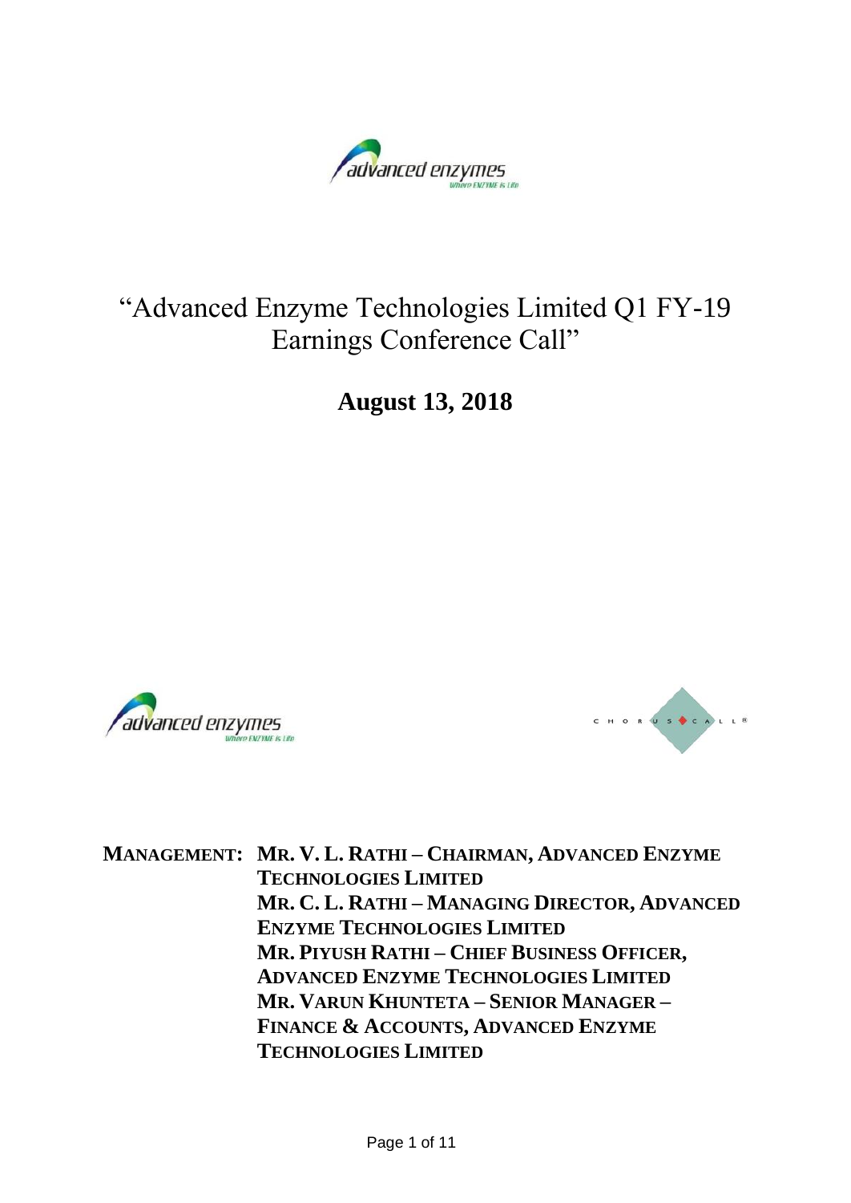# "Advanced Enzyme Technologies Limited Q1 FY-19 Earnings Conference Call"

## August 13, 2018

**MANAGEMENT:** **MR. V. L. RATHI – CHAIRMAN, ADVANCED ENZYME TECHNOLOGIES LIMITED**
**MR. C. L. RATHI – MANAGING DIRECTOR, ADVANCED ENZYME TECHNOLOGIES LIMITED**
**MR. PIYUSH RATHI – CHIEF BUSINESS OFFICER, ADVANCED ENZYME TECHNOLOGIES LIMITED**
**MR. VARUN KHUNTETA – SENIOR MANAGER – FINANCE & ACCOUNTS, ADVANCED ENZYME TECHNOLOGIES LIMITED**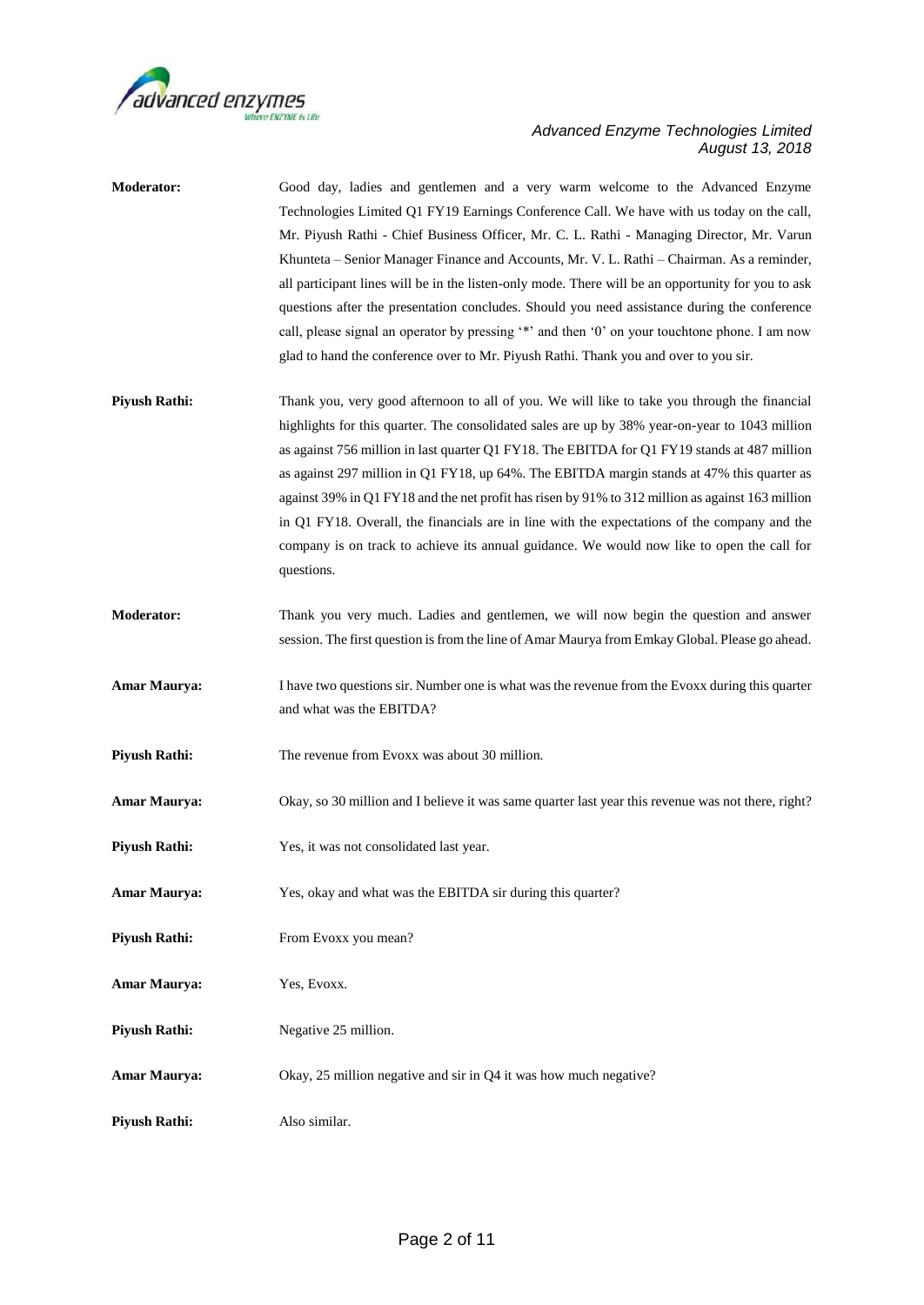**Moderator:** Good day, ladies and gentlemen and a very warm welcome to the Advanced Enzyme Technologies Limited Q1 FY19 Earnings Conference Call. We have with us today on the call, Mr. Piyush Rathi - Chief Business Officer, Mr. C. L. Rathi - Managing Director, Mr. Varun Khunteta – Senior Manager Finance and Accounts, Mr. V. L. Rathi – Chairman. As a reminder, all participant lines will be in the listen-only mode. There will be an opportunity for you to ask questions after the presentation concludes. Should you need assistance during the conference call, please signal an operator by pressing '*' and then '0' on your touchtone phone. I am now glad to hand the conference over to Mr. Piyush Rathi. Thank you and over to you sir.

**Piyush Rathi:** Thank you, very good afternoon to all of you. We will like to take you through the financial highlights for this quarter. The consolidated sales are up by 38% year-on-year to 1043 million as against 756 million in last quarter Q1 FY18. The EBITDA for Q1 FY19 stands at 487 million as against 297 million in Q1 FY18, up 64%. The EBITDA margin stands at 47% this quarter as against 39% in Q1 FY18 and the net profit has risen by 91% to 312 million as against 163 million in Q1 FY18. Overall, the financials are in line with the expectations of the company and the company is on track to achieve its annual guidance. We would now like to open the call for questions.

**Moderator:** Thank you very much. Ladies and gentlemen, we will now begin the question and answer session. The first question is from the line of Amar Maurya from Emkay Global. Please go ahead.

**Amar Maurya:** I have two questions sir. Number one is what was the revenue from the Evoxx during this quarter and what was the EBITDA?

**Piyush Rathi:** The revenue from Evoxx was about 30 million.

**Amar Maurya:** Okay, so 30 million and I believe it was same quarter last year this revenue was not there, right?

**Piyush Rathi:** Yes, it was not consolidated last year.

**Amar Maurya:** Yes, okay and what was the EBITDA sir during this quarter?

**Piyush Rathi:** From Evoxx you mean?

**Amar Maurya:** Yes, Evoxx.

**Piyush Rathi:** Negative 25 million.

**Amar Maurya:** Okay, 25 million negative and sir in Q4 it was how much negative?

**Piyush Rathi:** Also similar.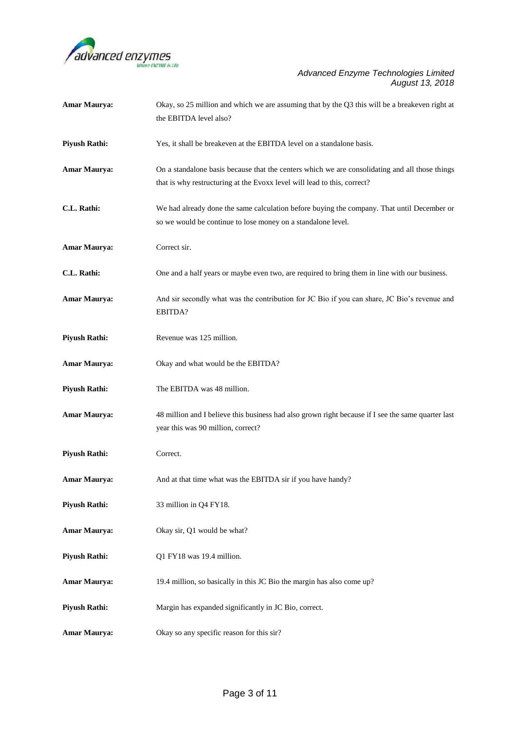**Amar Maurya:** Okay, so 25 million and which we are assuming that by the Q3 this will be a breakeven right at the EBITDA level also?

**Piyush Rathi:** Yes, it shall be breakeven at the EBITDA level on a standalone basis.

**Amar Maurya:** On a standalone basis because that the centers which we are consolidating and all those things that is why restructuring at the Evoxx level will lead to this, correct?

**C.L. Rathi:** We had already done the same calculation before buying the company. That until December or so we would be continue to lose money on a standalone level.

**Amar Maurya:** Correct sir.

**C.L. Rathi:** One and a half years or maybe even two, are required to bring them in line with our business.

**Amar Maurya:** And sir secondly what was the contribution for JC Bio if you can share, JC Bio's revenue and EBITDA?

**Piyush Rathi:** Revenue was 125 million.

**Amar Maurya:** Okay and what would be the EBITDA?

**Piyush Rathi:** The EBITDA was 48 million.

**Amar Maurya:** 48 million and I believe this business had also grown right because if I see the same quarter last year this was 90 million, correct?

**Piyush Rathi:** Correct.

**Amar Maurya:** And at that time what was the EBITDA sir if you have handy?

**Piyush Rathi:** 33 million in Q4 FY18.

**Amar Maurya:** Okay sir, Q1 would be what?

**Piyush Rathi:** Q1 FY18 was 19.4 million.

**Amar Maurya:** 19.4 million, so basically in this JC Bio the margin has also come up?

**Piyush Rathi:** Margin has expanded significantly in JC Bio, correct.

**Amar Maurya:** Okay so any specific reason for this sir?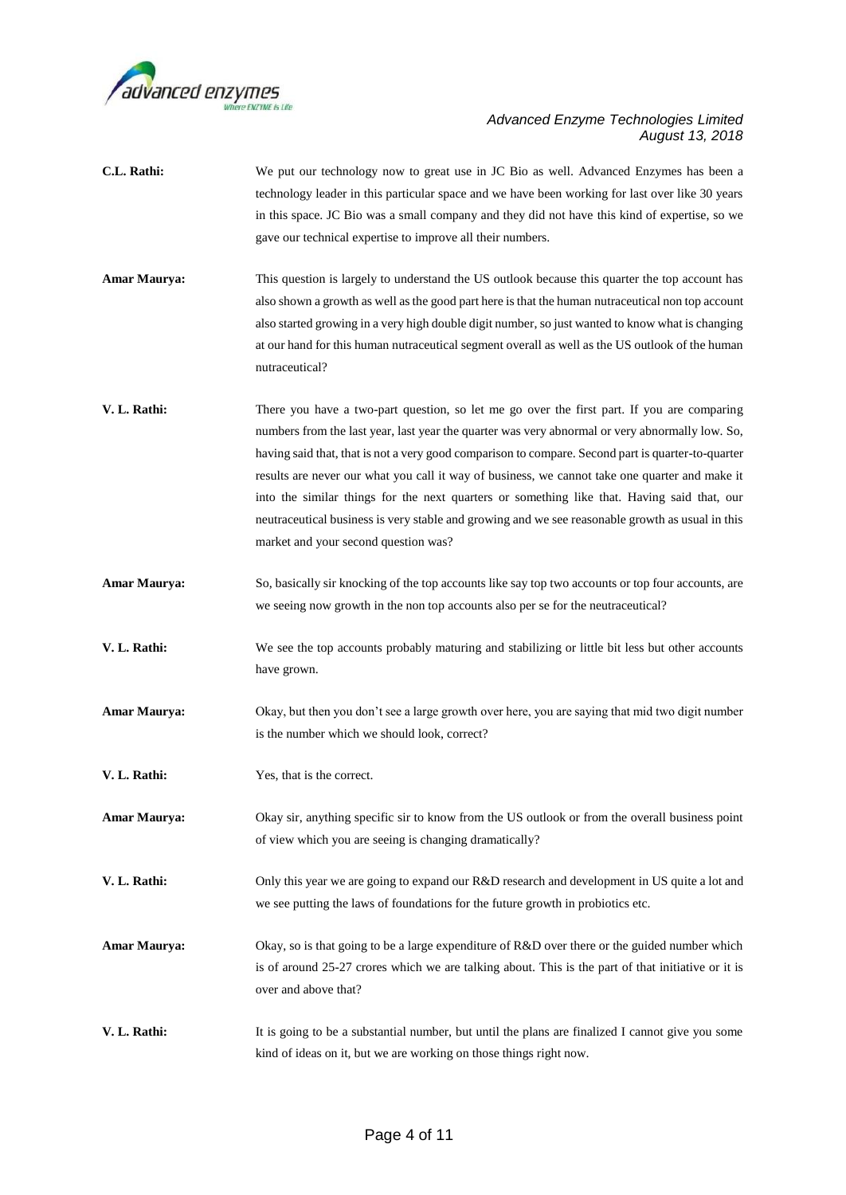**C.L. Rathi:** We put our technology now to great use in JC Bio as well. Advanced Enzymes has been a technology leader in this particular space and we have been working for last over like 30 years in this space. JC Bio was a small company and they did not have this kind of expertise, so we gave our technical expertise to improve all their numbers.

**Amar Maurya:** This question is largely to understand the US outlook because this quarter the top account has also shown a growth as well as the good part here is that the human nutraceutical non top account also started growing in a very high double digit number, so just wanted to know what is changing at our hand for this human nutraceutical segment overall as well as the US outlook of the human nutraceutical?

**V. L. Rathi:** There you have a two-part question, so let me go over the first part. If you are comparing numbers from the last year, last year the quarter was very abnormal or very abnormally low. So, having said that, that is not a very good comparison to compare. Second part is quarter-to-quarter results are never our what you call it way of business, we cannot take one quarter and make it into the similar things for the next quarters or something like that. Having said that, our neutraceutical business is very stable and growing and we see reasonable growth as usual in this market and your second question was?

**Amar Maurya:** So, basically sir knocking of the top accounts like say top two accounts or top four accounts, are we seeing now growth in the non top accounts also per se for the neutraceutical?

**V. L. Rathi:** We see the top accounts probably maturing and stabilizing or little bit less but other accounts have grown.

**Amar Maurya:** Okay, but then you don't see a large growth over here, you are saying that mid two digit number is the number which we should look, correct?

**V. L. Rathi:** Yes, that is the correct.

**Amar Maurya:** Okay sir, anything specific sir to know from the US outlook or from the overall business point of view which you are seeing is changing dramatically?

**V. L. Rathi:** Only this year we are going to expand our R&D research and development in US quite a lot and we see putting the laws of foundations for the future growth in probiotics etc.

**Amar Maurya:** Okay, so is that going to be a large expenditure of R&D over there or the guided number which is of around 25-27 crores which we are talking about. This is the part of that initiative or it is over and above that?

**V. L. Rathi:** It is going to be a substantial number, but until the plans are finalized I cannot give you some kind of ideas on it, but we are working on those things right now.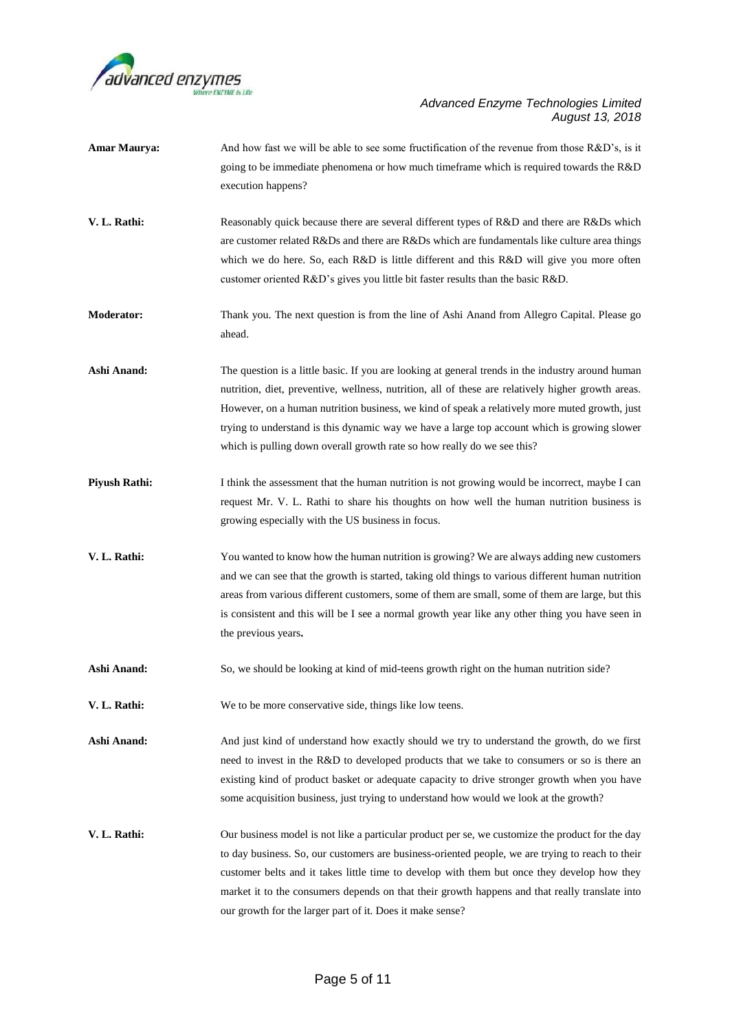**Amar Maurya:** And how fast we will be able to see some fructification of the revenue from those R&D's, is it going to be immediate phenomena or how much timeframe which is required towards the R&D execution happens?

**V. L. Rathi:** Reasonably quick because there are several different types of R&D and there are R&Ds which are customer related R&Ds and there are R&Ds which are fundamentals like culture area things which we do here. So, each R&D is little different and this R&D will give you more often customer oriented R&D's gives you little bit faster results than the basic R&D.

**Moderator:** Thank you. The next question is from the line of Ashi Anand from Allegro Capital. Please go ahead.

**Ashi Anand:** The question is a little basic. If you are looking at general trends in the industry around human nutrition, diet, preventive, wellness, nutrition, all of these are relatively higher growth areas. However, on a human nutrition business, we kind of speak a relatively more muted growth, just trying to understand is this dynamic way we have a large top account which is growing slower which is pulling down overall growth rate so how really do we see this?

**Piyush Rathi:** I think the assessment that the human nutrition is not growing would be incorrect, maybe I can request Mr. V. L. Rathi to share his thoughts on how well the human nutrition business is growing especially with the US business in focus.

**V. L. Rathi:** You wanted to know how the human nutrition is growing? We are always adding new customers and we can see that the growth is started, taking old things to various different human nutrition areas from various different customers, some of them are small, some of them are large, but this is consistent and this will be I see a normal growth year like any other thing you have seen in the previous years**.**

**Ashi Anand:** So, we should be looking at kind of mid-teens growth right on the human nutrition side?

**V. L. Rathi:** We to be more conservative side, things like low teens.

**Ashi Anand:** And just kind of understand how exactly should we try to understand the growth, do we first need to invest in the R&D to developed products that we take to consumers or so is there an existing kind of product basket or adequate capacity to drive stronger growth when you have some acquisition business, just trying to understand how would we look at the growth?

**V. L. Rathi:** Our business model is not like a particular product per se, we customize the product for the day to day business. So, our customers are business-oriented people, we are trying to reach to their customer belts and it takes little time to develop with them but once they develop how they market it to the consumers depends on that their growth happens and that really translate into our growth for the larger part of it. Does it make sense?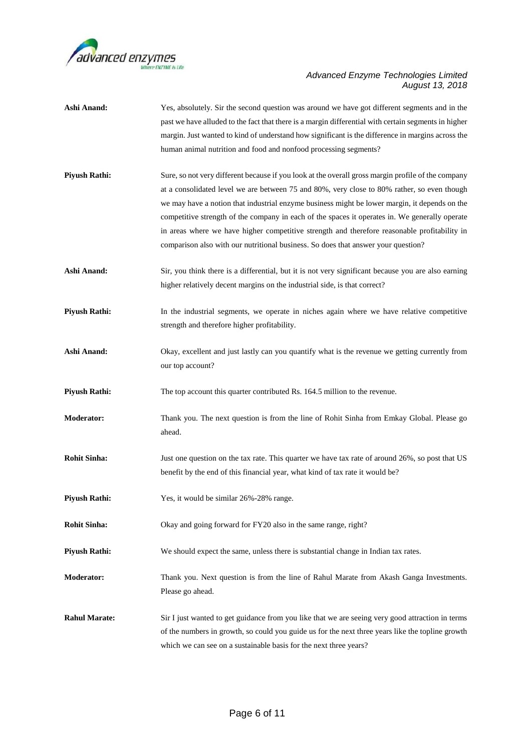**Ashi Anand:** Yes, absolutely. Sir the second question was around we have got different segments and in the past we have alluded to the fact that there is a margin differential with certain segments in higher margin. Just wanted to kind of understand how significant is the difference in margins across the human animal nutrition and food and nonfood processing segments?

**Piyush Rathi:** Sure, so not very different because if you look at the overall gross margin profile of the company at a consolidated level we are between 75 and 80%, very close to 80% rather, so even though we may have a notion that industrial enzyme business might be lower margin, it depends on the competitive strength of the company in each of the spaces it operates in. We generally operate in areas where we have higher competitive strength and therefore reasonable profitability in comparison also with our nutritional business. So does that answer your question?

**Ashi Anand:** Sir, you think there is a differential, but it is not very significant because you are also earning higher relatively decent margins on the industrial side, is that correct?

**Piyush Rathi:** In the industrial segments, we operate in niches again where we have relative competitive strength and therefore higher profitability.

**Ashi Anand:** Okay, excellent and just lastly can you quantify what is the revenue we getting currently from our top account?

**Piyush Rathi:** The top account this quarter contributed Rs. 164.5 million to the revenue.

**Moderator:** Thank you. The next question is from the line of Rohit Sinha from Emkay Global. Please go ahead.

**Rohit Sinha:** Just one question on the tax rate. This quarter we have tax rate of around 26%, so post that US benefit by the end of this financial year, what kind of tax rate it would be?

**Piyush Rathi:** Yes, it would be similar 26%-28% range.

**Rohit Sinha:** Okay and going forward for FY20 also in the same range, right?

**Piyush Rathi:** We should expect the same, unless there is substantial change in Indian tax rates.

**Moderator:** Thank you. Next question is from the line of Rahul Marate from Akash Ganga Investments. Please go ahead.

**Rahul Marate:** Sir I just wanted to get guidance from you like that we are seeing very good attraction in terms of the numbers in growth, so could you guide us for the next three years like the topline growth which we can see on a sustainable basis for the next three years?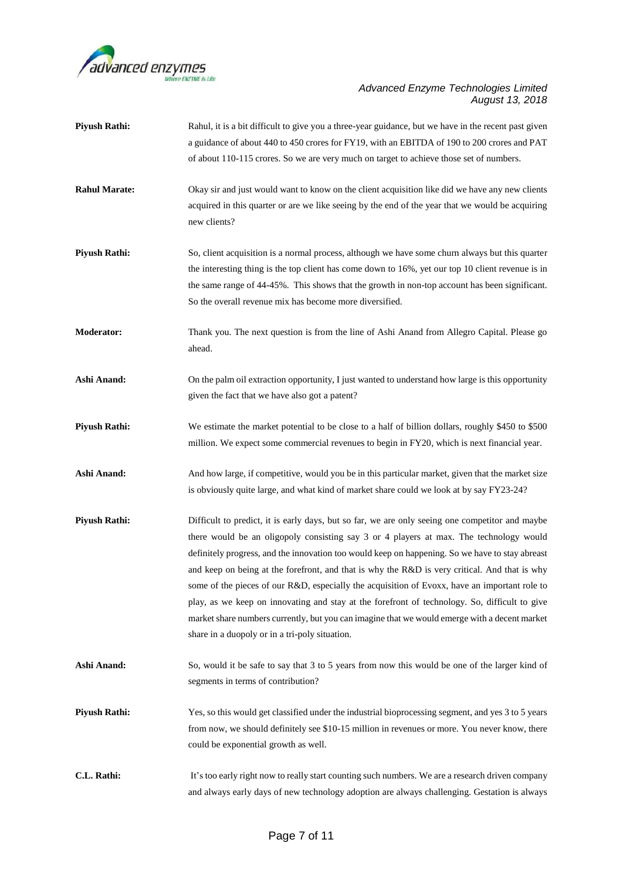**Piyush Rathi:** Rahul, it is a bit difficult to give you a three-year guidance, but we have in the recent past given a guidance of about 440 to 450 crores for FY19, with an EBITDA of 190 to 200 crores and PAT of about 110-115 crores. So we are very much on target to achieve those set of numbers.

**Rahul Marate:** Okay sir and just would want to know on the client acquisition like did we have any new clients acquired in this quarter or are we like seeing by the end of the year that we would be acquiring new clients?

**Piyush Rathi:** So, client acquisition is a normal process, although we have some churn always but this quarter the interesting thing is the top client has come down to 16%, yet our top 10 client revenue is in the same range of 44-45%. This shows that the growth in non-top account has been significant. So the overall revenue mix has become more diversified.

**Moderator:** Thank you. The next question is from the line of Ashi Anand from Allegro Capital. Please go ahead.

**Ashi Anand:** On the palm oil extraction opportunity, I just wanted to understand how large is this opportunity given the fact that we have also got a patent?

**Piyush Rathi:** We estimate the market potential to be close to a half of billion dollars, roughly $450 to $500 million. We expect some commercial revenues to begin in FY20, which is next financial year.

**Ashi Anand:** And how large, if competitive, would you be in this particular market, given that the market size is obviously quite large, and what kind of market share could we look at by say FY23-24?

**Piyush Rathi:** Difficult to predict, it is early days, but so far, we are only seeing one competitor and maybe there would be an oligopoly consisting say 3 or 4 players at max. The technology would definitely progress, and the innovation too would keep on happening. So we have to stay abreast and keep on being at the forefront, and that is why the R&D is very critical. And that is why some of the pieces of our R&D, especially the acquisition of Evoxx, have an important role to play, as we keep on innovating and stay at the forefront of technology. So, difficult to give market share numbers currently, but you can imagine that we would emerge with a decent market share in a duopoly or in a tri-poly situation.

**Ashi Anand:** So, would it be safe to say that 3 to 5 years from now this would be one of the larger kind of segments in terms of contribution?

**Piyush Rathi:** Yes, so this would get classified under the industrial bioprocessing segment, and yes 3 to 5 years from now, we should definitely see $10-15 million in revenues or more. You never know, there could be exponential growth as well.

**C.L. Rathi:** It's too early right now to really start counting such numbers. We are a research driven company and always early days of new technology adoption are always challenging. Gestation is always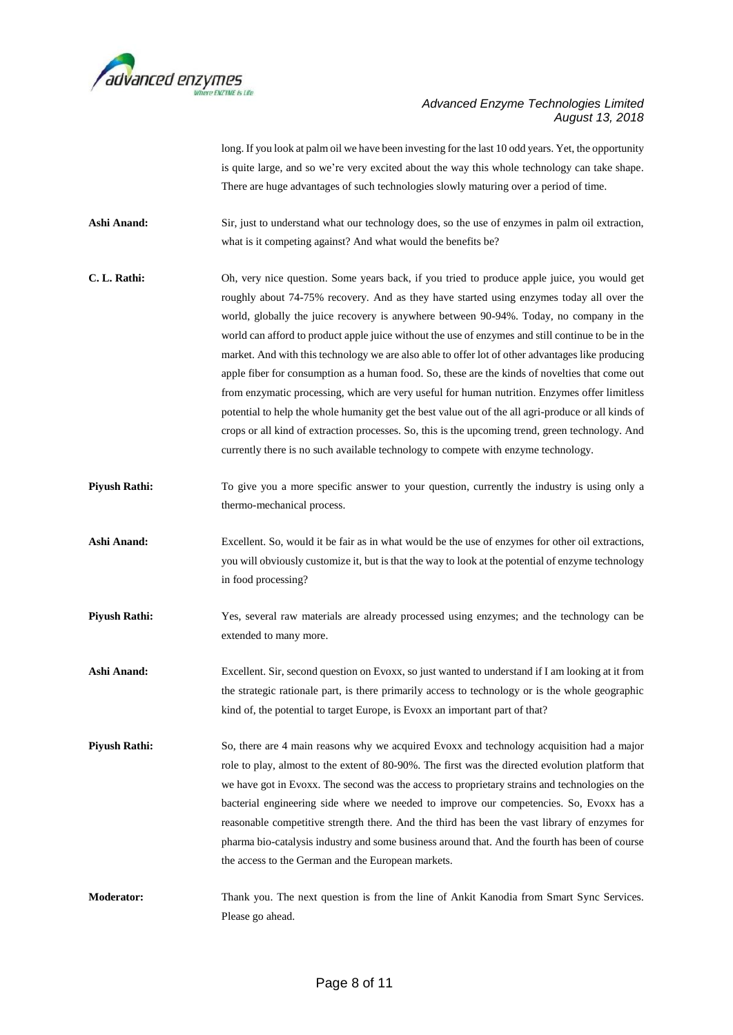long. If you look at palm oil we have been investing for the last 10 odd years. Yet, the opportunity is quite large, and so we're very excited about the way this whole technology can take shape. There are huge advantages of such technologies slowly maturing over a period of time.

**Ashi Anand:** Sir, just to understand what our technology does, so the use of enzymes in palm oil extraction, what is it competing against? And what would the benefits be?

**C. L. Rathi:** Oh, very nice question. Some years back, if you tried to produce apple juice, you would get roughly about 74-75% recovery. And as they have started using enzymes today all over the world, globally the juice recovery is anywhere between 90-94%. Today, no company in the world can afford to product apple juice without the use of enzymes and still continue to be in the market. And with this technology we are also able to offer lot of other advantages like producing apple fiber for consumption as a human food. So, these are the kinds of novelties that come out from enzymatic processing, which are very useful for human nutrition. Enzymes offer limitless potential to help the whole humanity get the best value out of the all agri-produce or all kinds of crops or all kind of extraction processes. So, this is the upcoming trend, green technology. And currently there is no such available technology to compete with enzyme technology.

**Piyush Rathi:** To give you a more specific answer to your question, currently the industry is using only a thermo-mechanical process.

**Ashi Anand:** Excellent. So, would it be fair as in what would be the use of enzymes for other oil extractions, you will obviously customize it, but is that the way to look at the potential of enzyme technology in food processing?

**Piyush Rathi:** Yes, several raw materials are already processed using enzymes; and the technology can be extended to many more.

**Ashi Anand:** Excellent. Sir, second question on Evoxx, so just wanted to understand if I am looking at it from the strategic rationale part, is there primarily access to technology or is the whole geographic kind of, the potential to target Europe, is Evoxx an important part of that?

**Piyush Rathi:** So, there are 4 main reasons why we acquired Evoxx and technology acquisition had a major role to play, almost to the extent of 80-90%. The first was the directed evolution platform that we have got in Evoxx. The second was the access to proprietary strains and technologies on the bacterial engineering side where we needed to improve our competencies. So, Evoxx has a reasonable competitive strength there. And the third has been the vast library of enzymes for pharma bio-catalysis industry and some business around that. And the fourth has been of course the access to the German and the European markets.

**Moderator:** Thank you. The next question is from the line of Ankit Kanodia from Smart Sync Services. Please go ahead.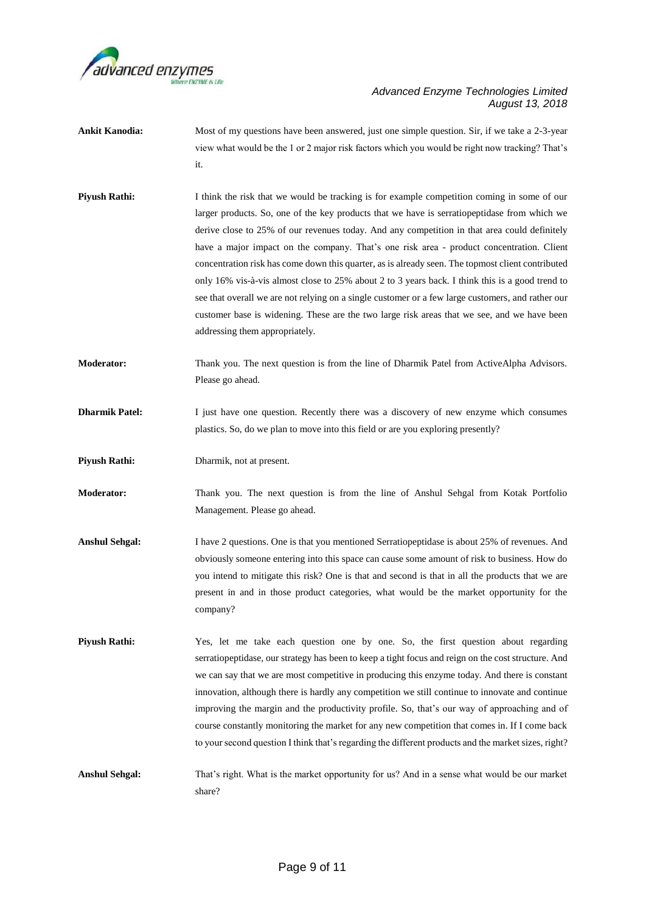**Ankit Kanodia:** Most of my questions have been answered, just one simple question. Sir, if we take a 2-3-year view what would be the 1 or 2 major risk factors which you would be right now tracking? That's it.

**Piyush Rathi:** I think the risk that we would be tracking is for example competition coming in some of our larger products. So, one of the key products that we have is serratiopeptidase from which we derive close to 25% of our revenues today. And any competition in that area could definitely have a major impact on the company. That's one risk area - product concentration. Client concentration risk has come down this quarter, as is already seen. The topmost client contributed only 16% vis-à-vis almost close to 25% about 2 to 3 years back. I think this is a good trend to see that overall we are not relying on a single customer or a few large customers, and rather our customer base is widening. These are the two large risk areas that we see, and we have been addressing them appropriately.

**Moderator:** Thank you. The next question is from the line of Dharmik Patel from ActiveAlpha Advisors. Please go ahead.

**Dharmik Patel:** I just have one question. Recently there was a discovery of new enzyme which consumes plastics. So, do we plan to move into this field or are you exploring presently?

**Piyush Rathi:** Dharmik, not at present.

**Moderator:** Thank you. The next question is from the line of Anshul Sehgal from Kotak Portfolio Management. Please go ahead.

**Anshul Sehgal:** I have 2 questions. One is that you mentioned Serratiopeptidase is about 25% of revenues. And obviously someone entering into this space can cause some amount of risk to business. How do you intend to mitigate this risk? One is that and second is that in all the products that we are present in and in those product categories, what would be the market opportunity for the company?

**Piyush Rathi:** Yes, let me take each question one by one. So, the first question about regarding serratiopeptidase, our strategy has been to keep a tight focus and reign on the cost structure. And we can say that we are most competitive in producing this enzyme today. And there is constant innovation, although there is hardly any competition we still continue to innovate and continue improving the margin and the productivity profile. So, that's our way of approaching and of course constantly monitoring the market for any new competition that comes in. If I come back to your second question I think that's regarding the different products and the market sizes, right?

**Anshul Sehgal:** That's right. What is the market opportunity for us? And in a sense what would be our market share?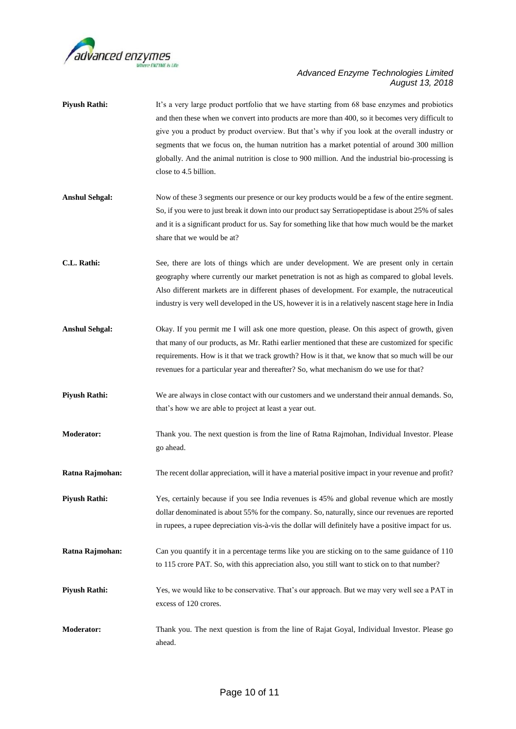**Piyush Rathi:** It's a very large product portfolio that we have starting from 68 base enzymes and probiotics and then these when we convert into products are more than 400, so it becomes very difficult to give you a product by product overview. But that's why if you look at the overall industry or segments that we focus on, the human nutrition has a market potential of around 300 million globally. And the animal nutrition is close to 900 million. And the industrial bio-processing is close to 4.5 billion.

**Anshul Sehgal:** Now of these 3 segments our presence or our key products would be a few of the entire segment. So, if you were to just break it down into our product say Serratiopeptidase is about 25% of sales and it is a significant product for us. Say for something like that how much would be the market share that we would be at?

**C.L. Rathi:** See, there are lots of things which are under development. We are present only in certain geography where currently our market penetration is not as high as compared to global levels. Also different markets are in different phases of development. For example, the nutraceutical industry is very well developed in the US, however it is in a relatively nascent stage here in India

**Anshul Sehgal:** Okay. If you permit me I will ask one more question, please. On this aspect of growth, given that many of our products, as Mr. Rathi earlier mentioned that these are customized for specific requirements. How is it that we track growth? How is it that, we know that so much will be our revenues for a particular year and thereafter? So, what mechanism do we use for that?

**Piyush Rathi:** We are always in close contact with our customers and we understand their annual demands. So, that's how we are able to project at least a year out.

**Moderator:** Thank you. The next question is from the line of Ratna Rajmohan, Individual Investor. Please go ahead.

**Ratna Rajmohan:** The recent dollar appreciation, will it have a material positive impact in your revenue and profit?

**Piyush Rathi:** Yes, certainly because if you see India revenues is 45% and global revenue which are mostly dollar denominated is about 55% for the company. So, naturally, since our revenues are reported in rupees, a rupee depreciation vis-à-vis the dollar will definitely have a positive impact for us.

**Ratna Rajmohan:** Can you quantify it in a percentage terms like you are sticking on to the same guidance of 110 to 115 crore PAT. So, with this appreciation also, you still want to stick on to that number?

**Piyush Rathi:** Yes, we would like to be conservative. That's our approach. But we may very well see a PAT in excess of 120 crores.

**Moderator:** Thank you. The next question is from the line of Rajat Goyal, Individual Investor. Please go ahead.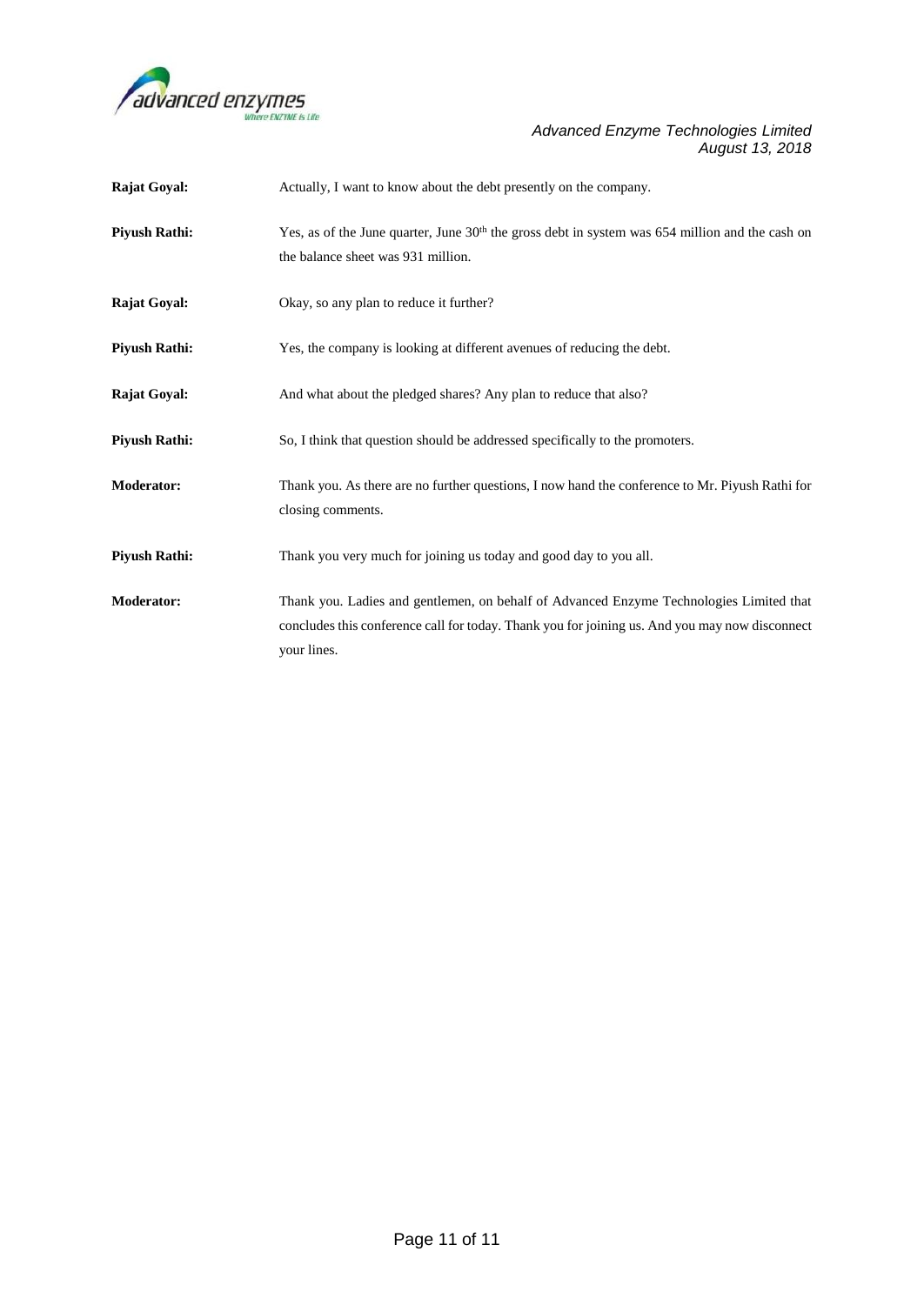**Rajat Goyal:** Actually, I want to know about the debt presently on the company.

**Piyush Rathi:** Yes, as of the June quarter, June 30th the gross debt in system was 654 million and the cash on the balance sheet was 931 million.

**Rajat Goyal:** Okay, so any plan to reduce it further?

**Piyush Rathi:** Yes, the company is looking at different avenues of reducing the debt.

**Rajat Goyal:** And what about the pledged shares? Any plan to reduce that also?

**Piyush Rathi:** So, I think that question should be addressed specifically to the promoters.

**Moderator:** Thank you. As there are no further questions, I now hand the conference to Mr. Piyush Rathi for closing comments.

**Piyush Rathi:** Thank you very much for joining us today and good day to you all.

**Moderator:** Thank you. Ladies and gentlemen, on behalf of Advanced Enzyme Technologies Limited that concludes this conference call for today. Thank you for joining us. And you may now disconnect your lines.